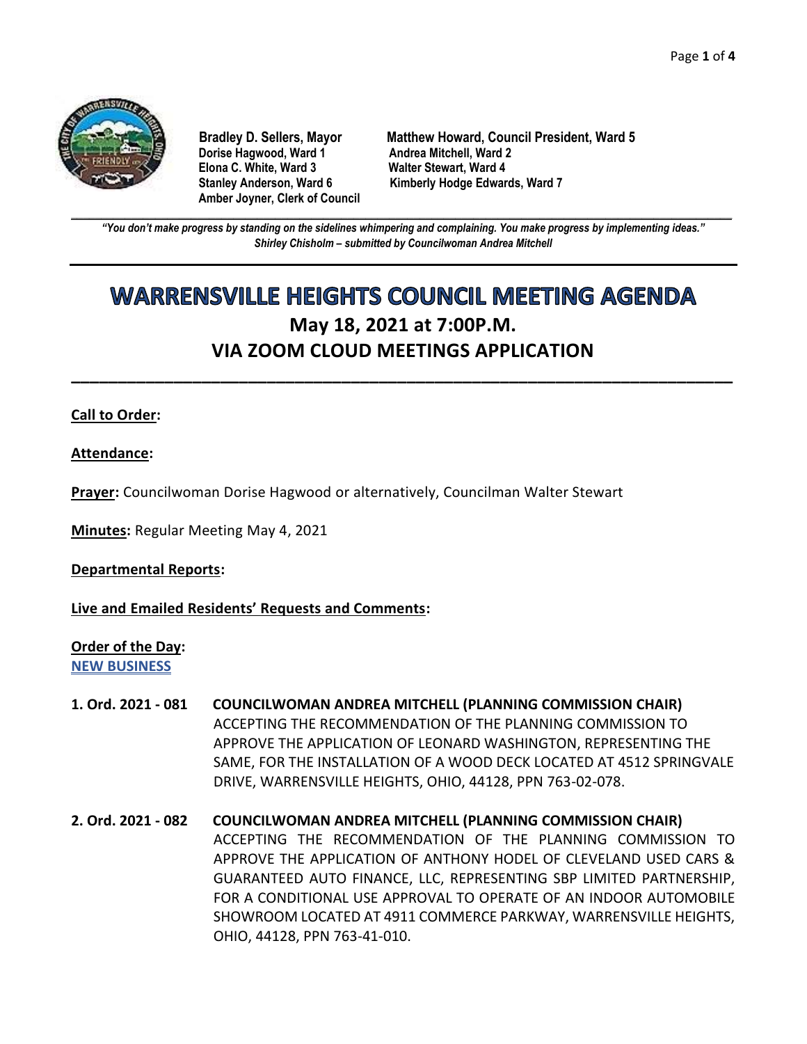**Bradley D. Sellers, Mayor**
**Dorise Hagwood, Ward 1**
**Elona C. White, Ward 3**
**Stanley Anderson, Ward 6**
**Amber Joyner, Clerk of Council**

**Matthew Howard, Council President, Ward 5**
**Andrea Mitchell, Ward 2**
**Walter Stewart, Ward 4**
**Kimberly Hodge Edwards, Ward 7**

***"You don't make progress by standing on the sidelines whimpering and complaining. You make progress by implementing ideas."***
***Shirley Chisholm – submitted by Councilwoman Andrea Mitchell***

# WARRENSVILLE HEIGHTS COUNCIL MEETING AGENDA

## May 18, 2021 at 7:00P.M.

## VIA ZOOM CLOUD MEETINGS APPLICATION

**Call to Order:**

**Attendance:**

**Prayer:** Councilwoman Dorise Hagwood or alternatively, Councilman Walter Stewart

**Minutes:** Regular Meeting May 4, 2021

**Departmental Reports:**

**Live and Emailed Residents' Requests and Comments:**

**Order of the Day:**
**NEW BUSINESS**

**1. Ord. 2021 - 081 COUNCILWOMAN ANDREA MITCHELL (PLANNING COMMISSION CHAIR)**
ACCEPTING THE RECOMMENDATION OF THE PLANNING COMMISSION TO APPROVE THE APPLICATION OF LEONARD WASHINGTON, REPRESENTING THE SAME, FOR THE INSTALLATION OF A WOOD DECK LOCATED AT 4512 SPRINGVALE DRIVE, WARRENSVILLE HEIGHTS, OHIO, 44128, PPN 763-02-078.

**2. Ord. 2021 - 082 COUNCILWOMAN ANDREA MITCHELL (PLANNING COMMISSION CHAIR)**
ACCEPTING THE RECOMMENDATION OF THE PLANNING COMMISSION TO APPROVE THE APPLICATION OF ANTHONY HODEL OF CLEVELAND USED CARS & GUARANTEED AUTO FINANCE, LLC, REPRESENTING SBP LIMITED PARTNERSHIP, FOR A CONDITIONAL USE APPROVAL TO OPERATE OF AN INDOOR AUTOMOBILE SHOWROOM LOCATED AT 4911 COMMERCE PARKWAY, WARRENSVILLE HEIGHTS, OHIO, 44128, PPN 763-41-010.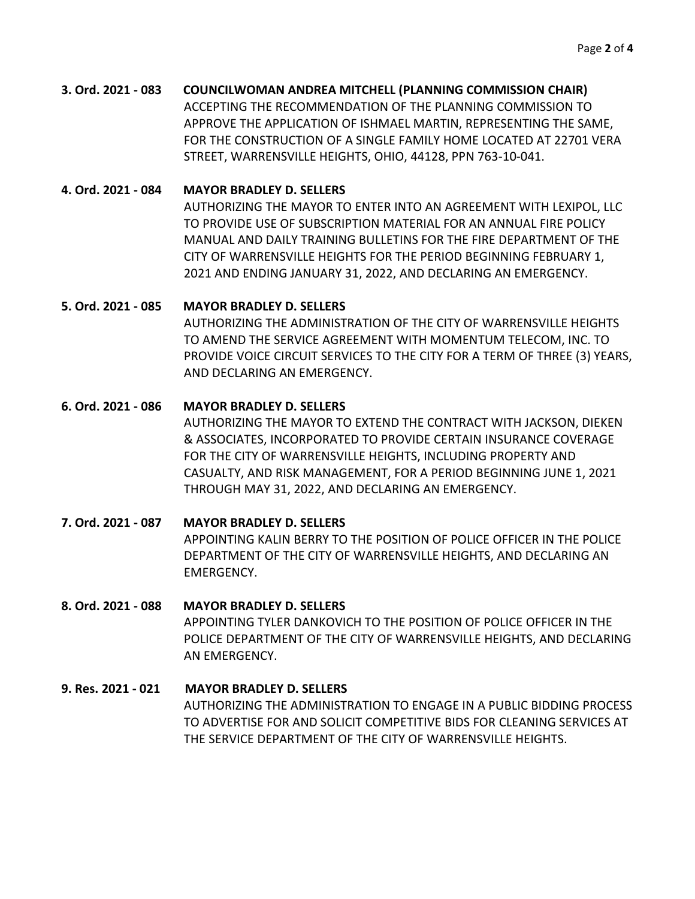**3. Ord. 2021 - 083 COUNCILWOMAN ANDREA MITCHELL (PLANNING COMMISSION CHAIR)**
ACCEPTING THE RECOMMENDATION OF THE PLANNING COMMISSION TO APPROVE THE APPLICATION OF ISHMAEL MARTIN, REPRESENTING THE SAME, FOR THE CONSTRUCTION OF A SINGLE FAMILY HOME LOCATED AT 22701 VERA STREET, WARRENSVILLE HEIGHTS, OHIO, 44128, PPN 763-10-041.

**4. Ord. 2021 - 084 MAYOR BRADLEY D. SELLERS**
AUTHORIZING THE MAYOR TO ENTER INTO AN AGREEMENT WITH LEXIPOL, LLC TO PROVIDE USE OF SUBSCRIPTION MATERIAL FOR AN ANNUAL FIRE POLICY MANUAL AND DAILY TRAINING BULLETINS FOR THE FIRE DEPARTMENT OF THE CITY OF WARRENSVILLE HEIGHTS FOR THE PERIOD BEGINNING FEBRUARY 1, 2021 AND ENDING JANUARY 31, 2022, AND DECLARING AN EMERGENCY.

**5. Ord. 2021 - 085 MAYOR BRADLEY D. SELLERS**
AUTHORIZING THE ADMINISTRATION OF THE CITY OF WARRENSVILLE HEIGHTS TO AMEND THE SERVICE AGREEMENT WITH MOMENTUM TELECOM, INC. TO PROVIDE VOICE CIRCUIT SERVICES TO THE CITY FOR A TERM OF THREE (3) YEARS, AND DECLARING AN EMERGENCY.

**6. Ord. 2021 - 086 MAYOR BRADLEY D. SELLERS**
AUTHORIZING THE MAYOR TO EXTEND THE CONTRACT WITH JACKSON, DIEKEN & ASSOCIATES, INCORPORATED TO PROVIDE CERTAIN INSURANCE COVERAGE FOR THE CITY OF WARRENSVILLE HEIGHTS, INCLUDING PROPERTY AND CASUALTY, AND RISK MANAGEMENT, FOR A PERIOD BEGINNING JUNE 1, 2021 THROUGH MAY 31, 2022, AND DECLARING AN EMERGENCY.

**7. Ord. 2021 - 087 MAYOR BRADLEY D. SELLERS**
APPOINTING KALIN BERRY TO THE POSITION OF POLICE OFFICER IN THE POLICE DEPARTMENT OF THE CITY OF WARRENSVILLE HEIGHTS, AND DECLARING AN EMERGENCY.

**8. Ord. 2021 - 088 MAYOR BRADLEY D. SELLERS**
APPOINTING TYLER DANKOVICH TO THE POSITION OF POLICE OFFICER IN THE POLICE DEPARTMENT OF THE CITY OF WARRENSVILLE HEIGHTS, AND DECLARING AN EMERGENCY.

**9. Res. 2021 - 021 MAYOR BRADLEY D. SELLERS**
AUTHORIZING THE ADMINISTRATION TO ENGAGE IN A PUBLIC BIDDING PROCESS TO ADVERTISE FOR AND SOLICIT COMPETITIVE BIDS FOR CLEANING SERVICES AT THE SERVICE DEPARTMENT OF THE CITY OF WARRENSVILLE HEIGHTS.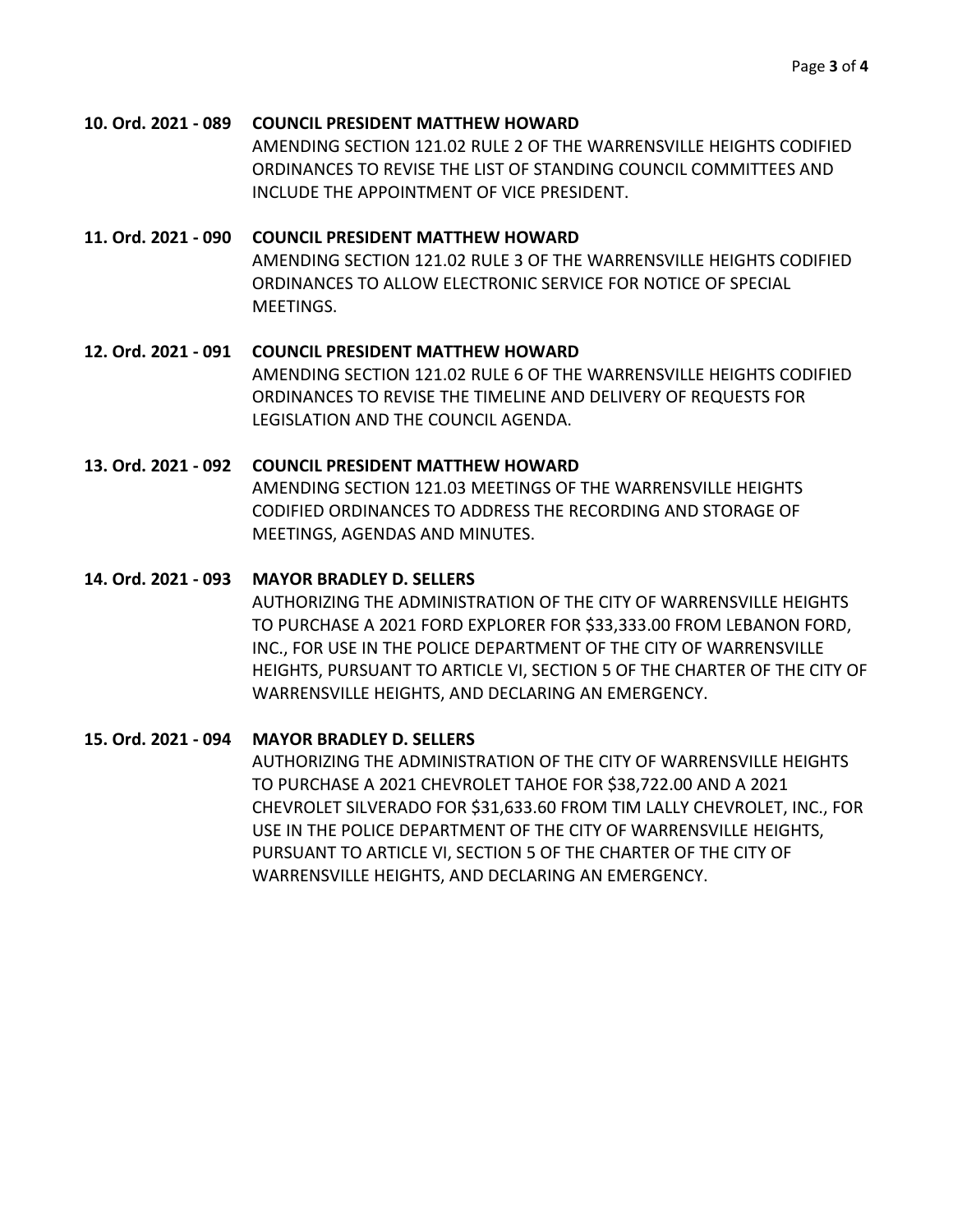**10. Ord. 2021 - 089** **COUNCIL PRESIDENT MATTHEW HOWARD**

AMENDING SECTION 121.02 RULE 2 OF THE WARRENSVILLE HEIGHTS CODIFIED ORDINANCES TO REVISE THE LIST OF STANDING COUNCIL COMMITTEES AND INCLUDE THE APPOINTMENT OF VICE PRESIDENT.

**11. Ord. 2021 - 090** **COUNCIL PRESIDENT MATTHEW HOWARD**

AMENDING SECTION 121.02 RULE 3 OF THE WARRENSVILLE HEIGHTS CODIFIED ORDINANCES TO ALLOW ELECTRONIC SERVICE FOR NOTICE OF SPECIAL MEETINGS.

**12. Ord. 2021 - 091** **COUNCIL PRESIDENT MATTHEW HOWARD**

AMENDING SECTION 121.02 RULE 6 OF THE WARRENSVILLE HEIGHTS CODIFIED ORDINANCES TO REVISE THE TIMELINE AND DELIVERY OF REQUESTS FOR LEGISLATION AND THE COUNCIL AGENDA.

**13. Ord. 2021 - 092** **COUNCIL PRESIDENT MATTHEW HOWARD**

AMENDING SECTION 121.03 MEETINGS OF THE WARRENSVILLE HEIGHTS CODIFIED ORDINANCES TO ADDRESS THE RECORDING AND STORAGE OF MEETINGS, AGENDAS AND MINUTES.

**14. Ord. 2021 - 093** **MAYOR BRADLEY D. SELLERS**

AUTHORIZING THE ADMINISTRATION OF THE CITY OF WARRENSVILLE HEIGHTS TO PURCHASE A 2021 FORD EXPLORER FOR $33,333.00 FROM LEBANON FORD, INC., FOR USE IN THE POLICE DEPARTMENT OF THE CITY OF WARRENSVILLE HEIGHTS, PURSUANT TO ARTICLE VI, SECTION 5 OF THE CHARTER OF THE CITY OF WARRENSVILLE HEIGHTS, AND DECLARING AN EMERGENCY.

**15. Ord. 2021 - 094** **MAYOR BRADLEY D. SELLERS**

AUTHORIZING THE ADMINISTRATION OF THE CITY OF WARRENSVILLE HEIGHTS TO PURCHASE A 2021 CHEVROLET TAHOE FOR $38,722.00 AND A 2021 CHEVROLET SILVERADO FOR $31,633.60 FROM TIM LALLY CHEVROLET, INC., FOR USE IN THE POLICE DEPARTMENT OF THE CITY OF WARRENSVILLE HEIGHTS, PURSUANT TO ARTICLE VI, SECTION 5 OF THE CHARTER OF THE CITY OF WARRENSVILLE HEIGHTS, AND DECLARING AN EMERGENCY.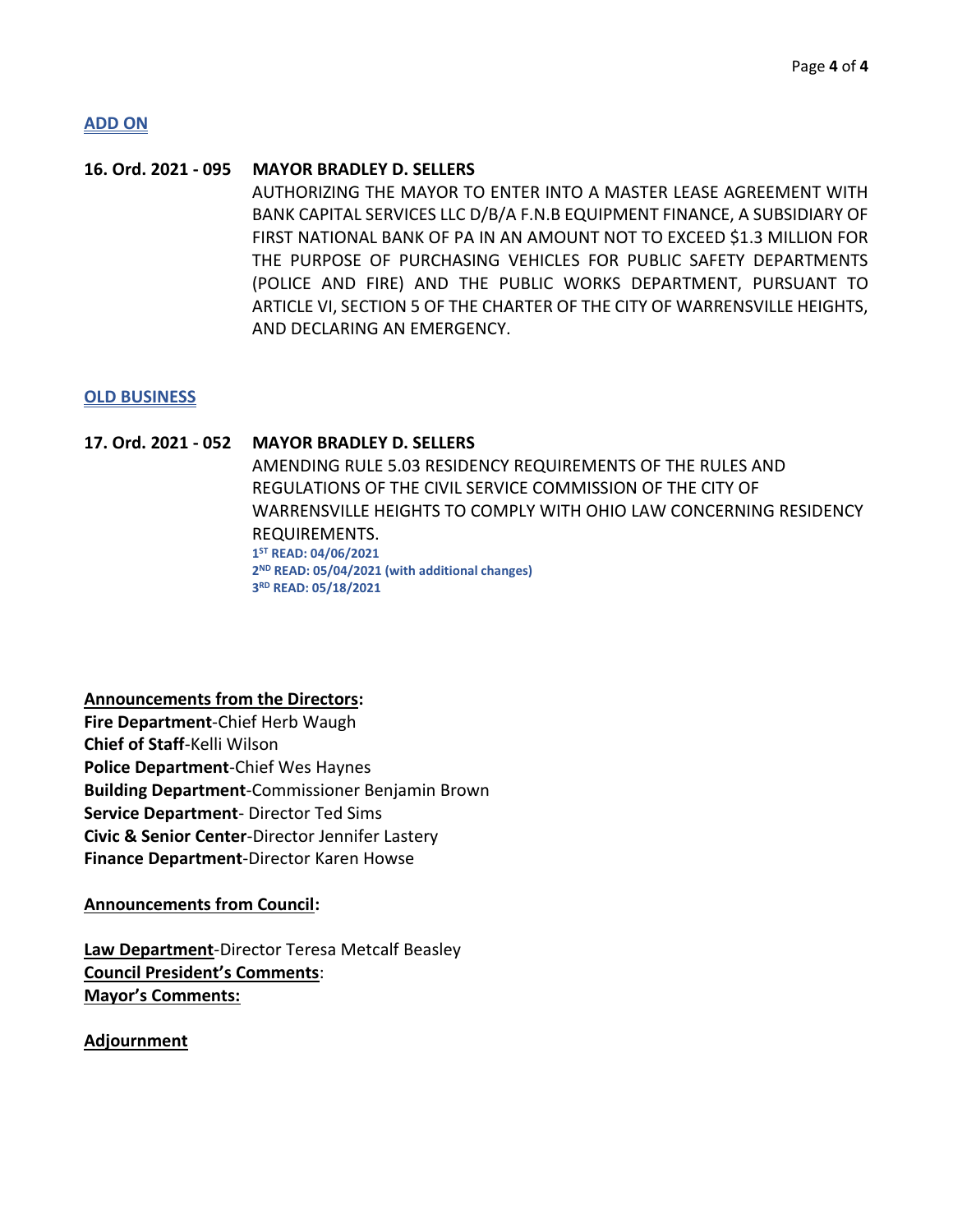**ADD ON**

**16. Ord. 2021 - 095** **MAYOR BRADLEY D. SELLERS**

AUTHORIZING THE MAYOR TO ENTER INTO A MASTER LEASE AGREEMENT WITH BANK CAPITAL SERVICES LLC D/B/A F.N.B EQUIPMENT FINANCE, A SUBSIDIARY OF FIRST NATIONAL BANK OF PA IN AN AMOUNT NOT TO EXCEED $1.3 MILLION FOR THE PURPOSE OF PURCHASING VEHICLES FOR PUBLIC SAFETY DEPARTMENTS (POLICE AND FIRE) AND THE PUBLIC WORKS DEPARTMENT, PURSUANT TO ARTICLE VI, SECTION 5 OF THE CHARTER OF THE CITY OF WARRENSVILLE HEIGHTS, AND DECLARING AN EMERGENCY.

**OLD BUSINESS**

**17. Ord. 2021 - 052** **MAYOR BRADLEY D. SELLERS**

AMENDING RULE 5.03 RESIDENCY REQUIREMENTS OF THE RULES AND REGULATIONS OF THE CIVIL SERVICE COMMISSION OF THE CITY OF WARRENSVILLE HEIGHTS TO COMPLY WITH OHIO LAW CONCERNING RESIDENCY REQUIREMENTS.

**1ST READ: 04/06/2021**
**2ND READ: 05/04/2021 (with additional changes)**
**3RD READ: 05/18/2021**

**Announcements from the Directors:**

**Fire Department**-Chief Herb Waugh
**Chief of Staff**-Kelli Wilson
**Police Department**-Chief Wes Haynes
**Building Department**-Commissioner Benjamin Brown
**Service Department**- Director Ted Sims
**Civic & Senior Center**-Director Jennifer Lastery
**Finance Department**-Director Karen Howse

**Announcements from Council:**

**Law Department**-Director Teresa Metcalf Beasley
**Council President's Comments**:
**Mayor's Comments:**

**Adjournment**